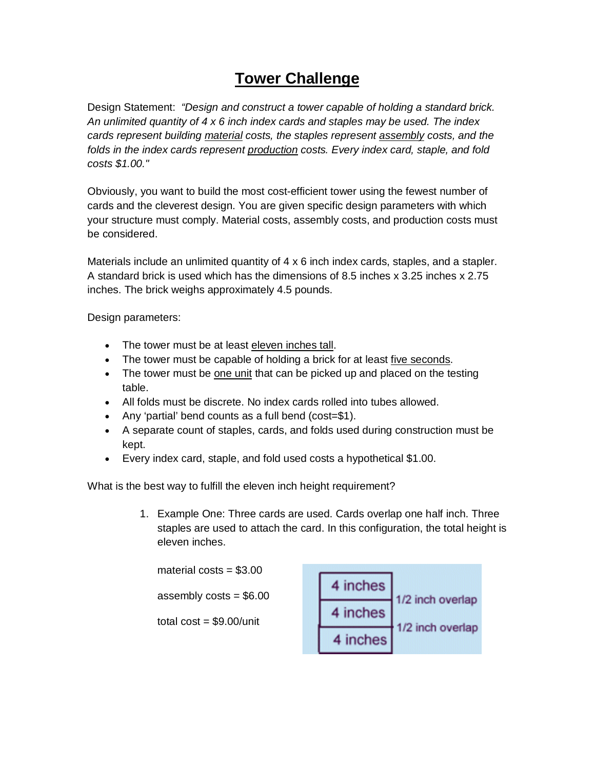# <u>Tower Challenge</u>

Design Statement: *"Design and construct a tower capable of holding a standard brick. An unlimited quantity of 4 x 6 inch index cards and staples may be used. The index cards represent building <u>material</u> costs, the staples represent <u>assembly</u> costs, and the folds in the index cards represent <u>production</u> costs. Every index card, staple, and fold costs $1.00."*

Obviously, you want to build the most cost-efficient tower using the fewest number of cards and the cleverest design. You are given specific design parameters with which your structure must comply. Material costs, assembly costs, and production costs must be considered.

Materials include an unlimited quantity of 4 x 6 inch index cards, staples, and a stapler. A standard brick is used which has the dimensions of 8.5 inches x 3.25 inches x 2.75 inches. The brick weighs approximately 4.5 pounds.

Design parameters:

- The tower must be at least <u>eleven inches tall</u>.
- The tower must be capable of holding a brick for at least <u>five seconds</u>.
- The tower must be <u>one unit</u> that can be picked up and placed on the testing table.
- All folds must be discrete. No index cards rolled into tubes allowed.
- Any 'partial' bend counts as a full bend (cost=$1).
- A separate count of staples, cards, and folds used during construction must be kept.
- Every index card, staple, and fold used costs a hypothetical $1.00.

What is the best way to fulfill the eleven inch height requirement?

1. Example One: Three cards are used. Cards overlap one half inch. Three staples are used to attach the card. In this configuration, the total height is eleven inches.

   material costs = $3.00

   assembly costs = $6.00

   total cost = $9.00/unit

   | 4 inches | |
   |---|---|
   | | 1/2 inch overlap |
   | 4 inches | |
   | | 1/2 inch overlap |
   | 4 inches | |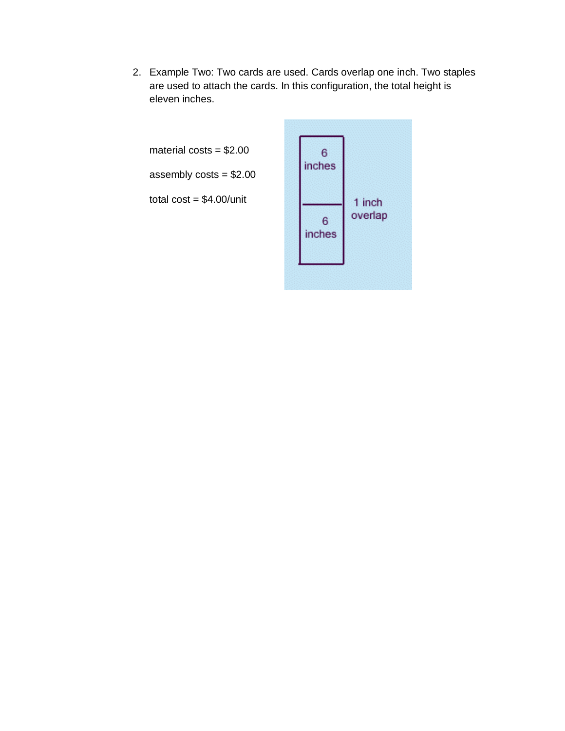2. Example Two: Two cards are used. Cards overlap one inch. Two staples are used to attach the cards. In this configuration, the total height is eleven inches.

   material costs = $2.00

   assembly costs = $2.00

   total cost = $4.00/unit

   6 inches

   6 inches

   1 inch overlap